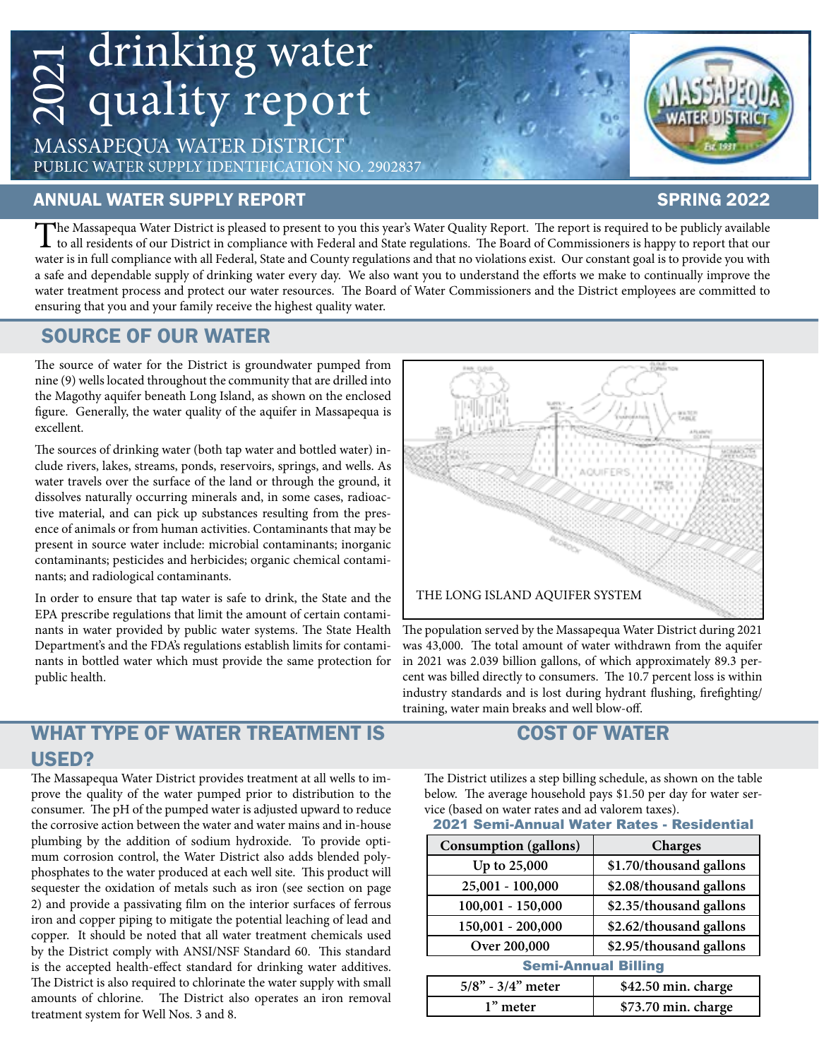# 2021 drinking water quality report

MASSAPEQUA WATER DISTRICT
PUBLIC WATER SUPPLY IDENTIFICATION NO. 2902837

## ANNUAL WATER SUPPLY REPORT — SPRING 2022

The Massapequa Water District is pleased to present to you this year's Water Quality Report. The report is required to be publicly available to all residents of our District in compliance with Federal and State regulations. The Board of Commissioners is happy to report that our water is in full compliance with all Federal, State and County regulations and that no violations exist. Our constant goal is to provide you with a safe and dependable supply of drinking water every day. We also want you to understand the efforts we make to continually improve the water treatment process and protect our water resources. The Board of Water Commissioners and the District employees are committed to ensuring that you and your family receive the highest quality water.

## SOURCE OF OUR WATER

The source of water for the District is groundwater pumped from nine (9) wells located throughout the community that are drilled into the Magothy aquifer beneath Long Island, as shown on the enclosed figure. Generally, the water quality of the aquifer in Massapequa is excellent.

The sources of drinking water (both tap water and bottled water) include rivers, lakes, streams, ponds, reservoirs, springs, and wells. As water travels over the surface of the land or through the ground, it dissolves naturally occurring minerals and, in some cases, radioactive material, and can pick up substances resulting from the presence of animals or from human activities. Contaminants that may be present in source water include: microbial contaminants; inorganic contaminants; pesticides and herbicides; organic chemical contaminants; and radiological contaminants.

In order to ensure that tap water is safe to drink, the State and the EPA prescribe regulations that limit the amount of certain contaminants in water provided by public water systems. The State Health Department's and the FDA's regulations establish limits for contaminants in bottled water which must provide the same protection for public health.

THE LONG ISLAND AQUIFER SYSTEM

The population served by the Massapequa Water District during 2021 was 43,000. The total amount of water withdrawn from the aquifer in 2021 was 2.039 billion gallons, of which approximately 89.3 percent was billed directly to consumers. The 10.7 percent loss is within industry standards and is lost during hydrant flushing, firefighting/training, water main breaks and well blow-off.

## WHAT TYPE OF WATER TREATMENT IS USED?

The Massapequa Water District provides treatment at all wells to improve the quality of the water pumped prior to distribution to the consumer. The pH of the pumped water is adjusted upward to reduce the corrosive action between the water and water mains and in-house plumbing by the addition of sodium hydroxide. To provide optimum corrosion control, the Water District also adds blended polyphosphates to the water produced at each well site. This product will sequester the oxidation of metals such as iron (see section on page 2) and provide a passivating film on the interior surfaces of ferrous iron and copper piping to mitigate the potential leaching of lead and copper. It should be noted that all water treatment chemicals used by the District comply with ANSI/NSF Standard 60. This standard is the accepted health-effect standard for drinking water additives. The District is also required to chlorinate the water supply with small amounts of chlorine. The District also operates an iron removal treatment system for Well Nos. 3 and 8.

## COST OF WATER

The District utilizes a step billing schedule, as shown on the table below. The average household pays $1.50 per day for water service (based on water rates and ad valorem taxes).

**2021 Semi-Annual Water Rates - Residential**

| Consumption (gallons) | Charges |
|---|---|
| Up to 25,000 | $1.70/thousand gallons |
| 25,001 - 100,000 | $2.08/thousand gallons |
| 100,001 - 150,000 | $2.35/thousand gallons |
| 150,001 - 200,000 | $2.62/thousand gallons |
| Over 200,000 | $2.95/thousand gallons |

**Semi-Annual Billing**

| Meter | Charge |
|---|---|
| 5/8" - 3/4" meter | $42.50 min. charge |
| 1" meter | $73.70 min. charge |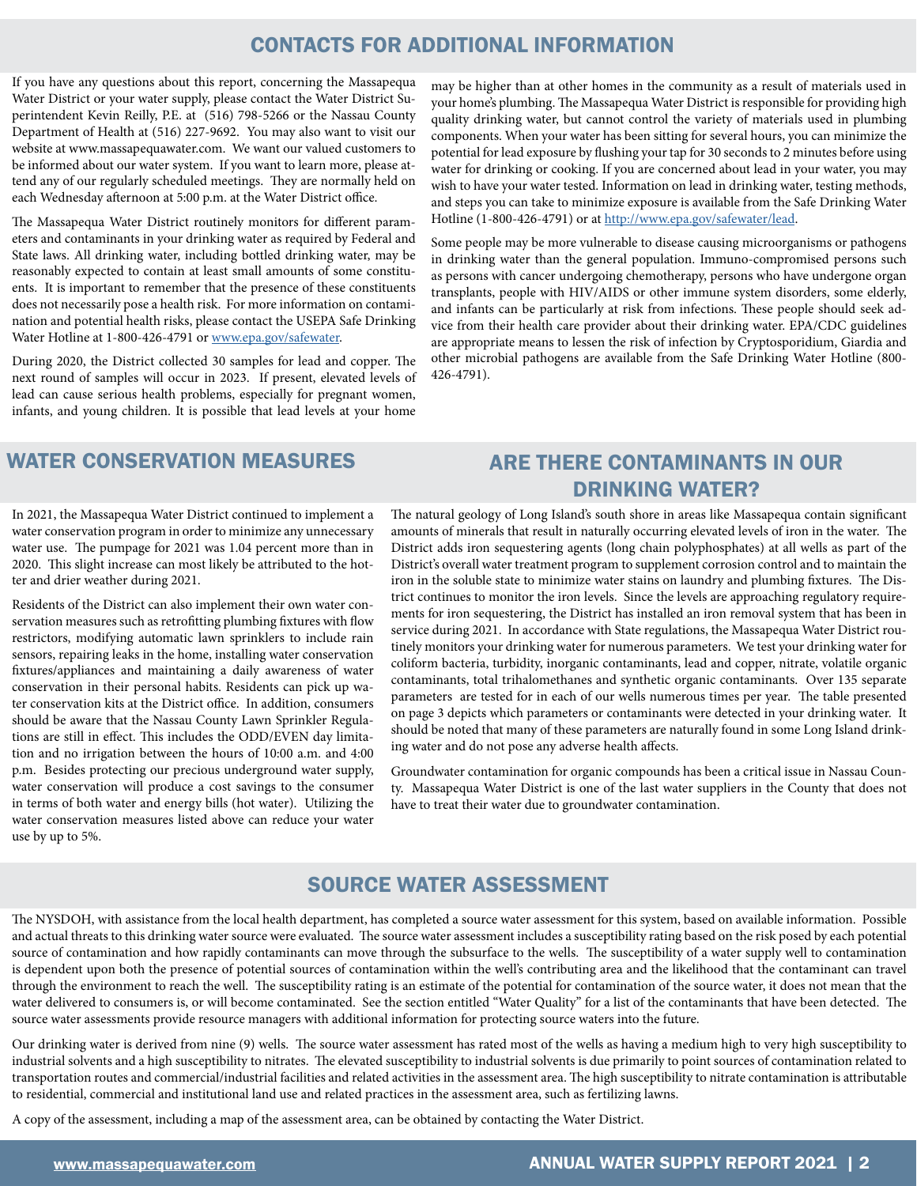## CONTACTS FOR ADDITIONAL INFORMATION

If you have any questions about this report, concerning the Massapequa Water District or your water supply, please contact the Water District Superintendent Kevin Reilly, P.E. at (516) 798-5266 or the Nassau County Department of Health at (516) 227-9692. You may also want to visit our website at www.massapequawater.com. We want our valued customers to be informed about our water system. If you want to learn more, please attend any of our regularly scheduled meetings. They are normally held on each Wednesday afternoon at 5:00 p.m. at the Water District office.

The Massapequa Water District routinely monitors for different parameters and contaminants in your drinking water as required by Federal and State laws. All drinking water, including bottled drinking water, may be reasonably expected to contain at least small amounts of some constituents. It is important to remember that the presence of these constituents does not necessarily pose a health risk. For more information on contamination and potential health risks, please contact the USEPA Safe Drinking Water Hotline at 1-800-426-4791 or [www.epa.gov/safewater](http://www.epa.gov/safewater).

During 2020, the District collected 30 samples for lead and copper. The next round of samples will occur in 2023. If present, elevated levels of lead can cause serious health problems, especially for pregnant women, infants, and young children. It is possible that lead levels at your home may be higher than at other homes in the community as a result of materials used in your home's plumbing. The Massapequa Water District is responsible for providing high quality drinking water, but cannot control the variety of materials used in plumbing components. When your water has been sitting for several hours, you can minimize the potential for lead exposure by flushing your tap for 30 seconds to 2 minutes before using water for drinking or cooking. If you are concerned about lead in your water, you may wish to have your water tested. Information on lead in drinking water, testing methods, and steps you can take to minimize exposure is available from the Safe Drinking Water Hotline (1-800-426-4791) or at [http://www.epa.gov/safewater/lead](http://www.epa.gov/safewater/lead).

Some people may be more vulnerable to disease causing microorganisms or pathogens in drinking water than the general population. Immuno-compromised persons such as persons with cancer undergoing chemotherapy, persons who have undergone organ transplants, people with HIV/AIDS or other immune system disorders, some elderly, and infants can be particularly at risk from infections. These people should seek advice from their health care provider about their drinking water. EPA/CDC guidelines are appropriate means to lessen the risk of infection by Cryptosporidium, Giardia and other microbial pathogens are available from the Safe Drinking Water Hotline (800-426-4791).

## WATER CONSERVATION MEASURES

In 2021, the Massapequa Water District continued to implement a water conservation program in order to minimize any unnecessary water use. The pumpage for 2021 was 1.04 percent more than in 2020. This slight increase can most likely be attributed to the hotter and drier weather during 2021.

Residents of the District can also implement their own water conservation measures such as retrofitting plumbing fixtures with flow restrictors, modifying automatic lawn sprinklers to include rain sensors, repairing leaks in the home, installing water conservation fixtures/appliances and maintaining a daily awareness of water conservation in their personal habits. Residents can pick up water conservation kits at the District office. In addition, consumers should be aware that the Nassau County Lawn Sprinkler Regulations are still in effect. This includes the ODD/EVEN day limitation and no irrigation between the hours of 10:00 a.m. and 4:00 p.m. Besides protecting our precious underground water supply, water conservation will produce a cost savings to the consumer in terms of both water and energy bills (hot water). Utilizing the water conservation measures listed above can reduce your water use by up to 5%.

## ARE THERE CONTAMINANTS IN OUR DRINKING WATER?

The natural geology of Long Island's south shore in areas like Massapequa contain significant amounts of minerals that result in naturally occurring elevated levels of iron in the water. The District adds iron sequestering agents (long chain polyphosphates) at all wells as part of the District's overall water treatment program to supplement corrosion control and to maintain the iron in the soluble state to minimize water stains on laundry and plumbing fixtures. The District continues to monitor the iron levels. Since the levels are approaching regulatory requirements for iron sequestering, the District has installed an iron removal system that has been in service during 2021. In accordance with State regulations, the Massapequa Water District routinely monitors your drinking water for numerous parameters. We test your drinking water for coliform bacteria, turbidity, inorganic contaminants, lead and copper, nitrate, volatile organic contaminants, total trihalomethanes and synthetic organic contaminants. Over 135 separate parameters are tested for in each of our wells numerous times per year. The table presented on page 3 depicts which parameters or contaminants were detected in your drinking water. It should be noted that many of these parameters are naturally found in some Long Island drinking water and do not pose any adverse health affects.

Groundwater contamination for organic compounds has been a critical issue in Nassau County. Massapequa Water District is one of the last water suppliers in the County that does not have to treat their water due to groundwater contamination.

## SOURCE WATER ASSESSMENT

The NYSDOH, with assistance from the local health department, has completed a source water assessment for this system, based on available information. Possible and actual threats to this drinking water source were evaluated. The source water assessment includes a susceptibility rating based on the risk posed by each potential source of contamination and how rapidly contaminants can move through the subsurface to the wells. The susceptibility of a water supply well to contamination is dependent upon both the presence of potential sources of contamination within the well's contributing area and the likelihood that the contaminant can travel through the environment to reach the well. The susceptibility rating is an estimate of the potential for contamination of the source water, it does not mean that the water delivered to consumers is, or will become contaminated. See the section entitled "Water Quality" for a list of the contaminants that have been detected. The source water assessments provide resource managers with additional information for protecting source waters into the future.

Our drinking water is derived from nine (9) wells. The source water assessment has rated most of the wells as having a medium high to very high susceptibility to industrial solvents and a high susceptibility to nitrates. The elevated susceptibility to industrial solvents is due primarily to point sources of contamination related to transportation routes and commercial/industrial facilities and related activities in the assessment area. The high susceptibility to nitrate contamination is attributable to residential, commercial and institutional land use and related practices in the assessment area, such as fertilizing lawns.

A copy of the assessment, including a map of the assessment area, can be obtained by contacting the Water District.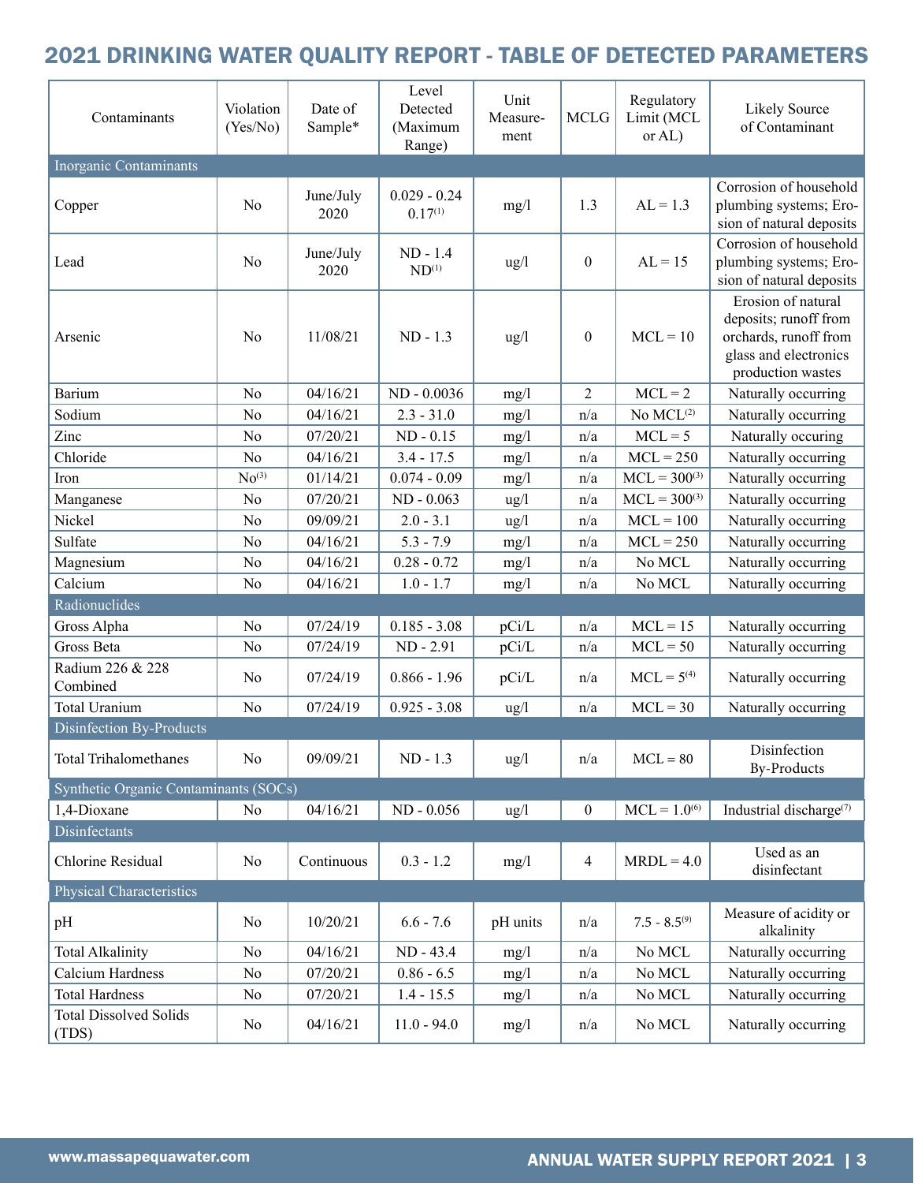# 2021 DRINKING WATER QUALITY REPORT - TABLE OF DETECTED PARAMETERS

| Contaminants | Violation (Yes/No) | Date of Sample* | Level Detected (Maximum Range) | Unit Measure-ment | MCLG | Regulatory Limit (MCL or AL) | Likely Source of Contaminant |
|---|---|---|---|---|---|---|---|
| **Inorganic Contaminants** | | | | | | | |
| Copper | No | June/July 2020 | 0.029 - 0.24 0.17[1] | mg/l | 1.3 | AL = 1.3 | Corrosion of household plumbing systems; Erosion of natural deposits |
| Lead | No | June/July 2020 | ND - 1.4 ND[1] | ug/l | 0 | AL = 15 | Corrosion of household plumbing systems; Erosion of natural deposits |
| Arsenic | No | 11/08/21 | ND - 1.3 | ug/l | 0 | MCL = 10 | Erosion of natural deposits; runoff from orchards, runoff from glass and electronics production wastes |
| Barium | No | 04/16/21 | ND - 0.0036 | mg/l | 2 | MCL = 2 | Naturally occurring |
| Sodium | No | 04/16/21 | 2.3 - 31.0 | mg/l | n/a | No MCL[2] | Naturally occurring |
| Zinc | No | 07/20/21 | ND - 0.15 | mg/l | n/a | MCL = 5 | Naturally occuring |
| Chloride | No | 04/16/21 | 3.4 - 17.5 | mg/l | n/a | MCL = 250 | Naturally occurring |
| Iron | No[3] | 01/14/21 | 0.074 - 0.09 | mg/l | n/a | MCL = 300[3] | Naturally occurring |
| Manganese | No | 07/20/21 | ND - 0.063 | ug/l | n/a | MCL = 300[3] | Naturally occurring |
| Nickel | No | 09/09/21 | 2.0 - 3.1 | ug/l | n/a | MCL = 100 | Naturally occurring |
| Sulfate | No | 04/16/21 | 5.3 - 7.9 | mg/l | n/a | MCL = 250 | Naturally occurring |
| Magnesium | No | 04/16/21 | 0.28 - 0.72 | mg/l | n/a | No MCL | Naturally occurring |
| Calcium | No | 04/16/21 | 1.0 - 1.7 | mg/l | n/a | No MCL | Naturally occurring |
| **Radionuclides** | | | | | | | |
| Gross Alpha | No | 07/24/19 | 0.185 - 3.08 | pCi/L | n/a | MCL = 15 | Naturally occurring |
| Gross Beta | No | 07/24/19 | ND - 2.91 | pCi/L | n/a | MCL = 50 | Naturally occurring |
| Radium 226 & 228 Combined | No | 07/24/19 | 0.866 - 1.96 | pCi/L | n/a | MCL = 5[4] | Naturally occurring |
| Total Uranium | No | 07/24/19 | 0.925 - 3.08 | ug/l | n/a | MCL = 30 | Naturally occurring |
| **Disinfection By-Products** | | | | | | | |
| Total Trihalomethanes | No | 09/09/21 | ND - 1.3 | ug/l | n/a | MCL = 80 | Disinfection By-Products |
| **Synthetic Organic Contaminants (SOCs)** | | | | | | | |
| 1,4-Dioxane | No | 04/16/21 | ND - 0.056 | ug/l | 0 | MCL = 1.0[6] | Industrial discharge[7] |
| **Disinfectants** | | | | | | | |
| Chlorine Residual | No | Continuous | 0.3 - 1.2 | mg/l | 4 | MRDL = 4.0 | Used as an disinfectant |
| **Physical Characteristics** | | | | | | | |
| pH | No | 10/20/21 | 6.6 - 7.6 | pH units | n/a | 7.5 - 8.5[9] | Measure of acidity or alkalinity |
| Total Alkalinity | No | 04/16/21 | ND - 43.4 | mg/l | n/a | No MCL | Naturally occurring |
| Calcium Hardness | No | 07/20/21 | 0.86 - 6.5 | mg/l | n/a | No MCL | Naturally occurring |
| Total Hardness | No | 07/20/21 | 1.4 - 15.5 | mg/l | n/a | No MCL | Naturally occurring |
| Total Dissolved Solids (TDS) | No | 04/16/21 | 11.0 - 94.0 | mg/l | n/a | No MCL | Naturally occurring |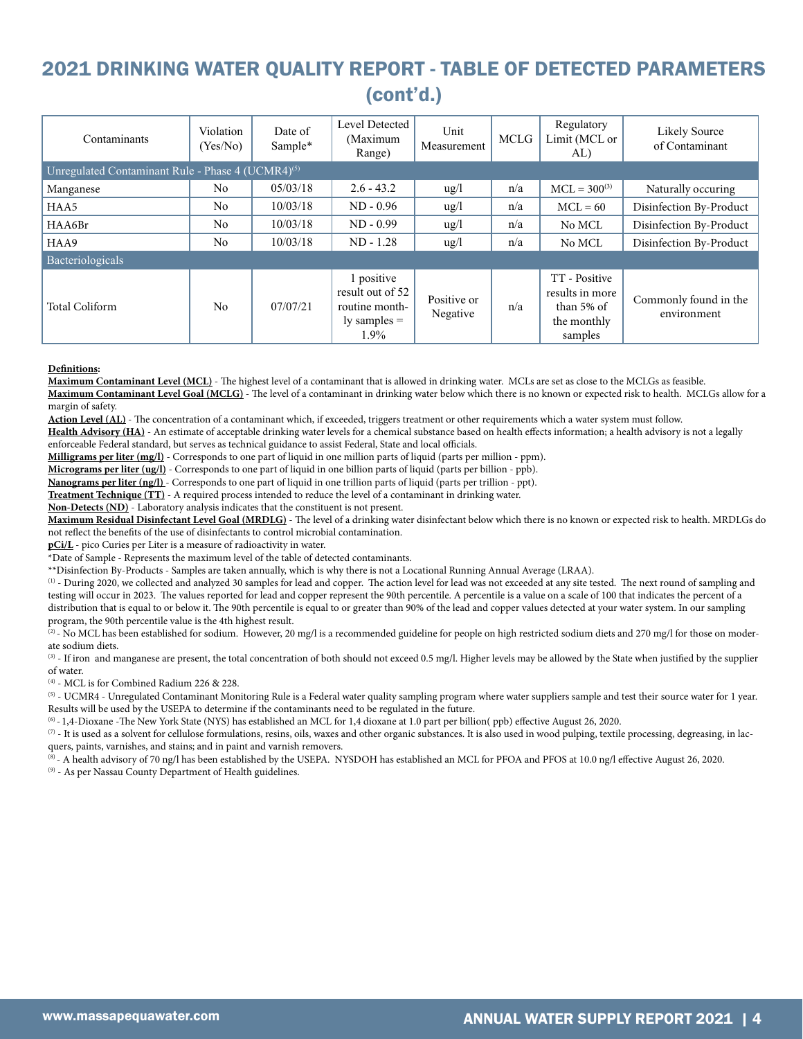# 2021 DRINKING WATER QUALITY REPORT - TABLE OF DETECTED PARAMETERS (cont'd.)

| Contaminants | Violation (Yes/No) | Date of Sample* | Level Detected (Maximum Range) | Unit Measurement | MCLG | Regulatory Limit (MCL or AL) | Likely Source of Contaminant |
|---|---|---|---|---|---|---|---|
| Unregulated Contaminant Rule - Phase 4 (UCMR4)[5] | | | | | | | |
| Manganese | No | 05/03/18 | 2.6 - 43.2 | ug/l | n/a | MCL = 300[3] | Naturally occuring |
| HAA5 | No | 10/03/18 | ND - 0.96 | ug/l | n/a | MCL = 60 | Disinfection By-Product |
| HAA6Br | No | 10/03/18 | ND - 0.99 | ug/l | n/a | No MCL | Disinfection By-Product |
| HAA9 | No | 10/03/18 | ND - 1.28 | ug/l | n/a | No MCL | Disinfection By-Product |
| Bacteriologicals | | | | | | | |
| Total Coliform | No | 07/07/21 | 1 positive result out of 52 routine monthly samples = 1.9% | Positive or Negative | n/a | TT - Positive results in more than 5% of the monthly samples | Commonly found in the environment |

**Definitions:**

**Maximum Contaminant Level (MCL)** - The highest level of a contaminant that is allowed in drinking water. MCLs are set as close to the MCLGs as feasible.

**Maximum Contaminant Level Goal (MCLG)** - The level of a contaminant in drinking water below which there is no known or expected risk to health. MCLGs allow for a margin of safety.

**Action Level (AL)** - The concentration of a contaminant which, if exceeded, triggers treatment or other requirements which a water system must follow.

**Health Advisory (HA)** - An estimate of acceptable drinking water levels for a chemical substance based on health effects information; a health advisory is not a legally enforceable Federal standard, but serves as technical guidance to assist Federal, State and local officials.

**Milligrams per liter (mg/l)** - Corresponds to one part of liquid in one million parts of liquid (parts per million - ppm).

**Micrograms per liter (ug/l)** - Corresponds to one part of liquid in one billion parts of liquid (parts per billion - ppb).

**Nanograms per liter (ng/l)** - Corresponds to one part of liquid in one trillion parts of liquid (parts per trillion - ppt).

**Treatment Technique (TT)** - A required process intended to reduce the level of a contaminant in drinking water.

**Non-Detects (ND)** - Laboratory analysis indicates that the constituent is not present.

**Maximum Residual Disinfectant Level Goal (MRDLG)** - The level of a drinking water disinfectant below which there is no known or expected risk to health. MRDLGs do not reflect the benefits of the use of disinfectants to control microbial contamination.

**pCi/L** - pico Curies per Liter is a measure of radioactivity in water.

*Date of Sample - Represents the maximum level of the table of detected contaminants.

**Disinfection By-Products - Samples are taken annually, which is why there is not a Locational Running Annual Average (LRAA).

[1] - During 2020, we collected and analyzed 30 samples for lead and copper. The action level for lead was not exceeded at any site tested. The next round of sampling and testing will occur in 2023. The values reported for lead and copper represent the 90th percentile. A percentile is a value on a scale of 100 that indicates the percent of a distribution that is equal to or below it. The 90th percentile is equal to or greater than 90% of the lead and copper values detected at your water system. In our sampling program, the 90th percentile value is the 4th highest result.

[2] - No MCL has been established for sodium. However, 20 mg/l is a recommended guideline for people on high restricted sodium diets and 270 mg/l for those on moderate sodium diets.

[3] - If iron and manganese are present, the total concentration of both should not exceed 0.5 mg/l. Higher levels may be allowed by the State when justified by the supplier of water.

[4] - MCL is for Combined Radium 226 & 228.

[5] - UCMR4 - Unregulated Contaminant Monitoring Rule is a Federal water quality sampling program where water suppliers sample and test their source water for 1 year. Results will be used by the USEPA to determine if the contaminants need to be regulated in the future.

[6] - 1,4-Dioxane -The New York State (NYS) has established an MCL for 1,4 dioxane at 1.0 part per billion( ppb) effective August 26, 2020.

[7] - It is used as a solvent for cellulose formulations, resins, oils, waxes and other organic substances. It is also used in wood pulping, textile processing, degreasing, in lacquers, paints, varnishes, and stains; and in paint and varnish removers.

[8] - A health advisory of 70 ng/l has been established by the USEPA. NYSDOH has established an MCL for PFOA and PFOS at 10.0 ng/l effective August 26, 2020.

[9] - As per Nassau County Department of Health guidelines.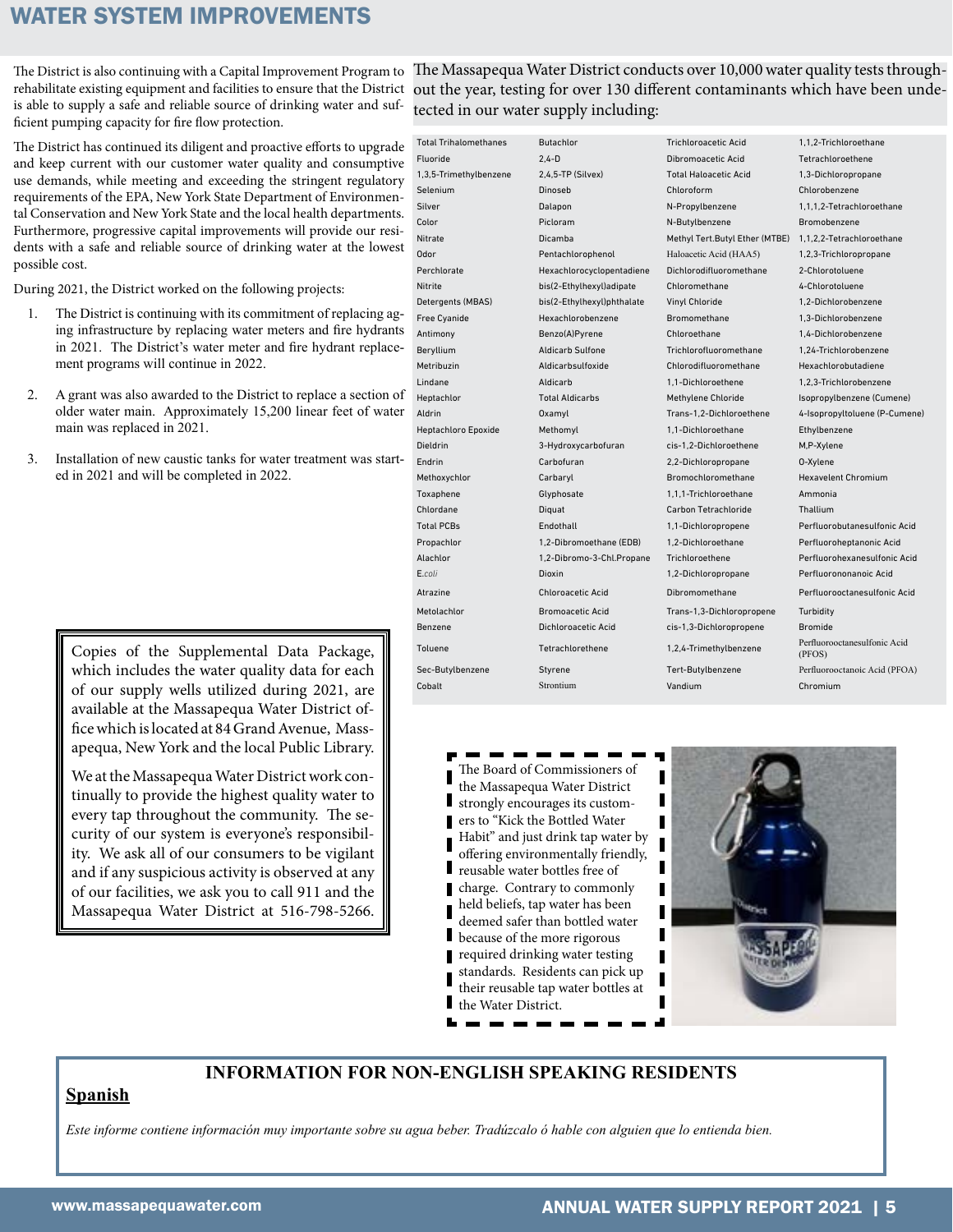# WATER SYSTEM IMPROVEMENTS

The District is also continuing with a Capital Improvement Program to rehabilitate existing equipment and facilities to ensure that the District is able to supply a safe and reliable source of drinking water and sufficient pumping capacity for fire flow protection.

The District has continued its diligent and proactive efforts to upgrade and keep current with our customer water quality and consumptive use demands, while meeting and exceeding the stringent regulatory requirements of the EPA, New York State Department of Environmental Conservation and New York State and the local health departments. Furthermore, progressive capital improvements will provide our residents with a safe and reliable source of drinking water at the lowest possible cost.

During 2021, the District worked on the following projects:

1. The District is continuing with its commitment of replacing aging infrastructure by replacing water meters and fire hydrants in 2021. The District's water meter and fire hydrant replacement programs will continue in 2022.
2. A grant was also awarded to the District to replace a section of older water main. Approximately 15,200 linear feet of water main was replaced in 2021.
3. Installation of new caustic tanks for water treatment was started in 2021 and will be completed in 2022.

Copies of the Supplemental Data Package, which includes the water quality data for each of our supply wells utilized during 2021, are available at the Massapequa Water District office which is located at 84 Grand Avenue, Massapequa, New York and the local Public Library.

We at the Massapequa Water District work continually to provide the highest quality water to every tap throughout the community. The security of our system is everyone's responsibility. We ask all of our consumers to be vigilant and if any suspicious activity is observed at any of our facilities, we ask you to call 911 and the Massapequa Water District at 516-798-5266.

The Massapequa Water District conducts over 10,000 water quality tests throughout the year, testing for over 130 different contaminants which have been undetected in our water supply including:

| | | | |
|---|---|---|---|
| Total Trihalomethanes | Butachlor | Trichloroacetic Acid | 1,1,2-Trichloroethane |
| Fluoride | 2,4-D | Dibromoacetic Acid | Tetrachloroethene |
| 1,3,5-Trimethylbenzene | 2,4,5-TP (Silvex) | Total Haloacetic Acid | 1,3-Dichloropropane |
| Selenium | Dinoseb | Chloroform | Chlorobenzene |
| Silver | Dalapon | N-Propylbenzene | 1,1,1,2-Tetrachloroethane |
| Color | Picloram | N-Butylbenzene | Bromobenzene |
| Nitrate | Dicamba | Methyl Tert.Butyl Ether (MTBE) | 1,1,2,2-Tetrachloroethane |
| Odor | Pentachlorophenol | Haloacetic Acid (HAA5) | 1,2,3-Trichloropropane |
| Perchlorate | Hexachlorocyclopentadiene | Dichlorodifluoromethane | 2-Chlorotoluene |
| Nitrite | bis(2-Ethylhexyl)adipate | Chloromethane | 4-Chlorotoluene |
| Detergents (MBAS) | bis(2-Ethylhexyl)phthalate | Vinyl Chloride | 1,2-Dichlorobenzene |
| Free Cyanide | Hexachlorobenzene | Bromomethane | 1,3-Dichlorobenzene |
| Antimony | Benzo(A)Pyrene | Chloroethane | 1,4-Dichlorobenzene |
| Beryllium | Aldicarb Sulfone | Trichlorofluoromethane | 1,24-Trichlorobenzene |
| Metribuzin | Aldicarbsulfoxide | Chlorodifluoromethane | Hexachlorobutadiene |
| Lindane | Aldicarb | 1,1-Dichloroethene | 1,2,3-Trichlorobenzene |
| Heptachlor | Total Aldicarbs | Methylene Chloride | Isopropylbenzene (Cumene) |
| Aldrin | Oxamyl | Trans-1,2-Dichloroethene | 4-Isopropyltoluene (P-Cumene) |
| Heptachloro Epoxide | Methomyl | 1,1-Dichloroethane | Ethylbenzene |
| Dieldrin | 3-Hydroxycarbofuran | cis-1,2-Dichloroethene | M,P-Xylene |
| Endrin | Carbofuran | 2,2-Dichloropropane | O-Xylene |
| Methoxychlor | Carbaryl | Bromochloromethane | Hexavelent Chromium |
| Toxaphene | Glyphosate | 1,1,1-Trichloroethane | Ammonia |
| Chlordane | Diquat | Carbon Tetrachloride | Thallium |
| Total PCBs | Endothall | 1,1-Dichloropropene | Perfluorobutanesulfonic Acid |
| Propachlor | 1,2-Dibromoethane (EDB) | 1,2-Dichloroethane | Perfluoroheptanoic Acid |
| Alachlor | 1,2-Dibromo-3-Chl.Propane | Trichloroethene | Perfluorohexanesulfonic Acid |
| E.*coli* | Dioxin | 1,2-Dichloropropane | Perfluorononanoic Acid |
| Atrazine | Chloroacetic Acid | Dibromomethane | Perfluorooctanesulfonic Acid |
| Metolachlor | Bromoacetic Acid | Trans-1,3-Dichloropropene | Turbidity |
| Benzene | Dichloroacetic Acid | cis-1,3-Dichloropropene | Bromide |
| Toluene | Tetrachlorethene | 1,2,4-Trimethylbenzene | Perfluorooctanesulfonic Acid (PFOS) |
| Sec-Butylbenzene | Styrene | Tert-Butylbenzene | Perfluorooctanoic Acid (PFOA) |
| Cobalt | Strontium | Vandium | Chromium |

The Board of Commissioners of the Massapequa Water District strongly encourages its customers to "Kick the Bottled Water Habit" and just drink tap water by offering environmentally friendly, reusable water bottles free of charge. Contrary to commonly held beliefs, tap water has been deemed safer than bottled water because of the more rigorous required drinking water testing standards. Residents can pick up their reusable tap water bottles at the Water District.

## INFORMATION FOR NON-ENGLISH SPEAKING RESIDENTS

**Spanish**

*Este informe contiene información muy importante sobre su agua beber. Tradúzcalo ó hable con alguien que lo entienda bien.*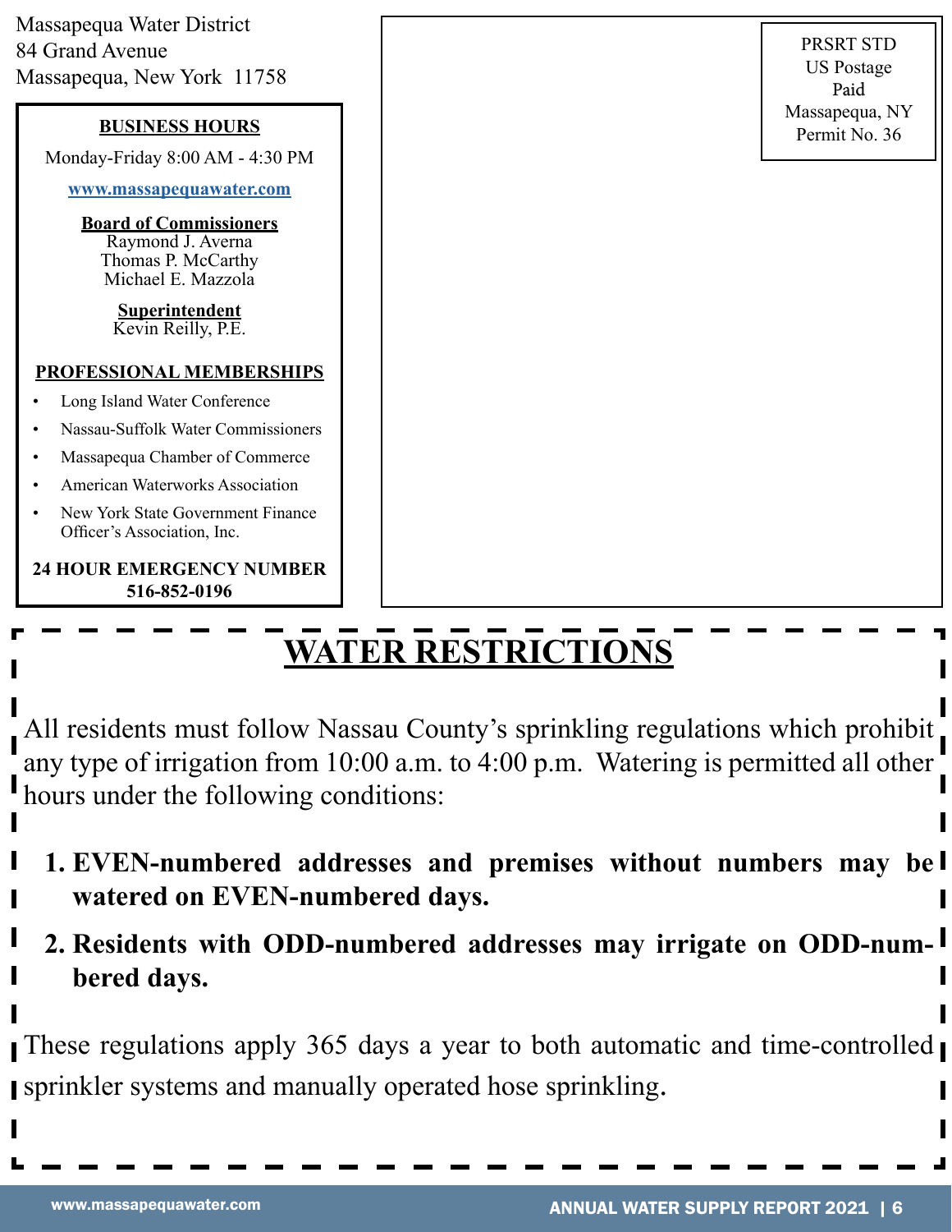Massapequa Water District
84 Grand Avenue
Massapequa, New York 11758

**BUSINESS HOURS**

Monday-Friday 8:00 AM - 4:30 PM

www.massapequawater.com

**Board of Commissioners**
Raymond J. Averna
Thomas P. McCarthy
Michael E. Mazzola

**Superintendent**
Kevin Reilly, P.E.

**PROFESSIONAL MEMBERSHIPS**

- Long Island Water Conference
- Nassau-Suffolk Water Commissioners
- Massapequa Chamber of Commerce
- American Waterworks Association
- New York State Government Finance Officer's Association, Inc.

**24 HOUR EMERGENCY NUMBER**
**516-852-0196**

PRSRT STD
US Postage
Paid
Massapequa, NY
Permit No. 36

# WATER RESTRICTIONS

All residents must follow Nassau County's sprinkling regulations which prohibit any type of irrigation from 10:00 a.m. to 4:00 p.m. Watering is permitted all other hours under the following conditions:

1. **EVEN-numbered addresses and premises without numbers may be watered on EVEN-numbered days.**
2. **Residents with ODD-numbered addresses may irrigate on ODD-numbered days.**

These regulations apply 365 days a year to both automatic and time-controlled sprinkler systems and manually operated hose sprinkling.